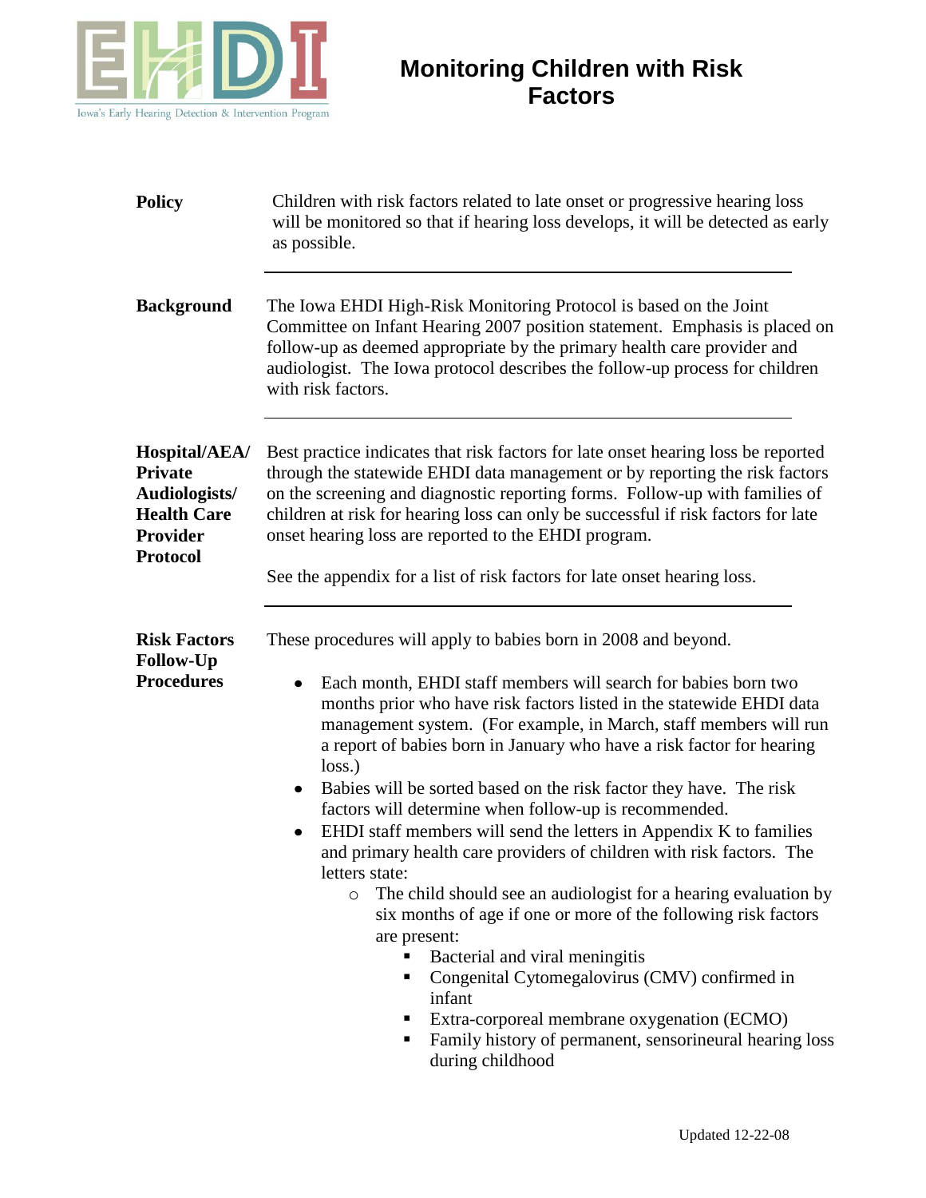# Monitoring Children with Risk Factors

**Policy**

Children with risk factors related to late onset or progressive hearing loss will be monitored so that if hearing loss develops, it will be detected as early as possible.

---

**Background**

The Iowa EHDI High-Risk Monitoring Protocol is based on the Joint Committee on Infant Hearing 2007 position statement. Emphasis is placed on follow-up as deemed appropriate by the primary health care provider and audiologist. The Iowa protocol describes the follow-up process for children with risk factors.

---

**Hospital/AEA/ Private Audiologists/ Health Care Provider Protocol**

Best practice indicates that risk factors for late onset hearing loss be reported through the statewide EHDI data management or by reporting the risk factors on the screening and diagnostic reporting forms. Follow-up with families of children at risk for hearing loss can only be successful if risk factors for late onset hearing loss are reported to the EHDI program.

See the appendix for a list of risk factors for late onset hearing loss.

---

**Risk Factors Follow-Up Procedures**

These procedures will apply to babies born in 2008 and beyond.

- Each month, EHDI staff members will search for babies born two months prior who have risk factors listed in the statewide EHDI data management system. (For example, in March, staff members will run a report of babies born in January who have a risk factor for hearing loss.)
- Babies will be sorted based on the risk factor they have. The risk factors will determine when follow-up is recommended.
- EHDI staff members will send the letters in Appendix K to families and primary health care providers of children with risk factors. The letters state:
  - The child should see an audiologist for a hearing evaluation by six months of age if one or more of the following risk factors are present:
    - Bacterial and viral meningitis
    - Congenital Cytomegalovirus (CMV) confirmed in infant
    - Extra-corporeal membrane oxygenation (ECMO)
    - Family history of permanent, sensorineural hearing loss during childhood

Updated 12-22-08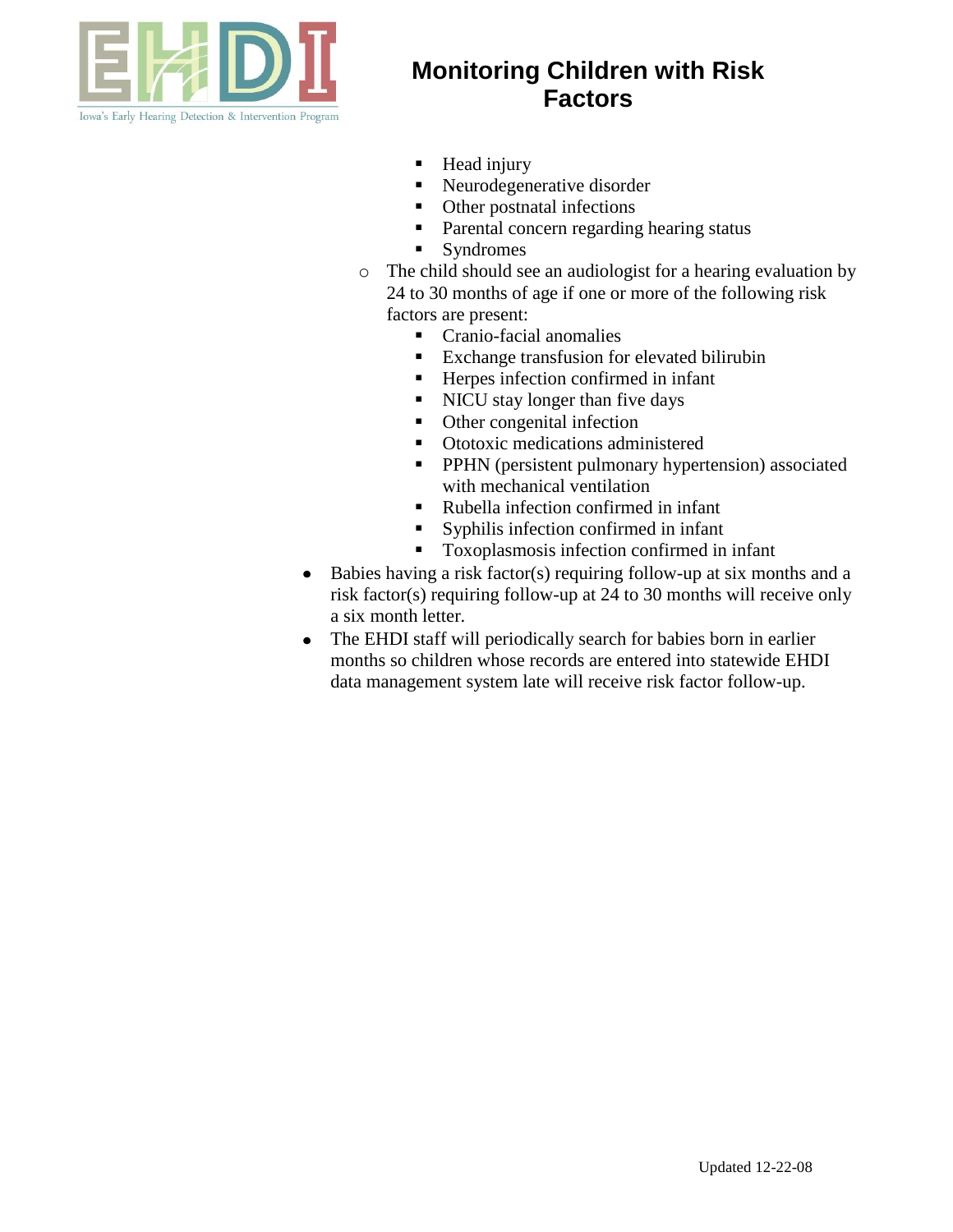# Monitoring Children with Risk Factors

        - Head injury
        - Neurodegenerative disorder
        - Other postnatal infections
        - Parental concern regarding hearing status
        - Syndromes
    - The child should see an audiologist for a hearing evaluation by 24 to 30 months of age if one or more of the following risk factors are present:
        - Cranio-facial anomalies
        - Exchange transfusion for elevated bilirubin
        - Herpes infection confirmed in infant
        - NICU stay longer than five days
        - Other congenital infection
        - Ototoxic medications administered
        - PPHN (persistent pulmonary hypertension) associated with mechanical ventilation
        - Rubella infection confirmed in infant
        - Syphilis infection confirmed in infant
        - Toxoplasmosis infection confirmed in infant
- Babies having a risk factor(s) requiring follow-up at six months and a risk factor(s) requiring follow-up at 24 to 30 months will receive only a six month letter.
- The EHDI staff will periodically search for babies born in earlier months so children whose records are entered into statewide EHDI data management system late will receive risk factor follow-up.

Updated 12-22-08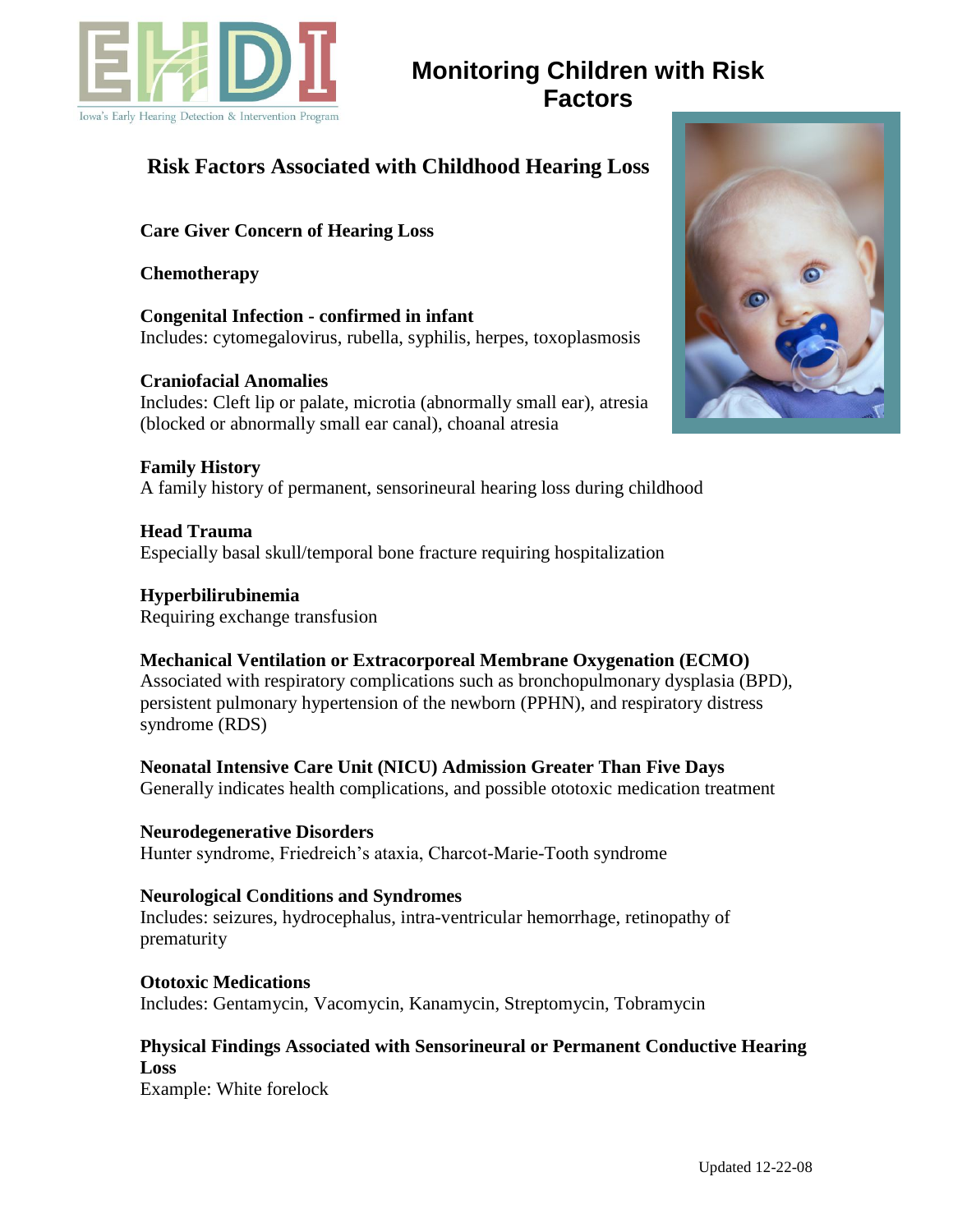# Monitoring Children with Risk Factors

## Risk Factors Associated with Childhood Hearing Loss

**Care Giver Concern of Hearing Loss**

**Chemotherapy**

**Congenital Infection - confirmed in infant**
Includes: cytomegalovirus, rubella, syphilis, herpes, toxoplasmosis

**Craniofacial Anomalies**
Includes: Cleft lip or palate, microtia (abnormally small ear), atresia (blocked or abnormally small ear canal), choanal atresia

**Family History**
A family history of permanent, sensorineural hearing loss during childhood

**Head Trauma**
Especially basal skull/temporal bone fracture requiring hospitalization

**Hyperbilirubinemia**
Requiring exchange transfusion

**Mechanical Ventilation or Extracorporeal Membrane Oxygenation (ECMO)**
Associated with respiratory complications such as bronchopulmonary dysplasia (BPD), persistent pulmonary hypertension of the newborn (PPHN), and respiratory distress syndrome (RDS)

**Neonatal Intensive Care Unit (NICU) Admission Greater Than Five Days**
Generally indicates health complications, and possible ototoxic medication treatment

**Neurodegenerative Disorders**
Hunter syndrome, Friedreich's ataxia, Charcot-Marie-Tooth syndrome

**Neurological Conditions and Syndromes**
Includes: seizures, hydrocephalus, intra-ventricular hemorrhage, retinopathy of prematurity

**Ototoxic Medications**
Includes: Gentamycin, Vacomycin, Kanamycin, Streptomycin, Tobramycin

**Physical Findings Associated with Sensorineural or Permanent Conductive Hearing Loss**
Example: White forelock

Updated 12-22-08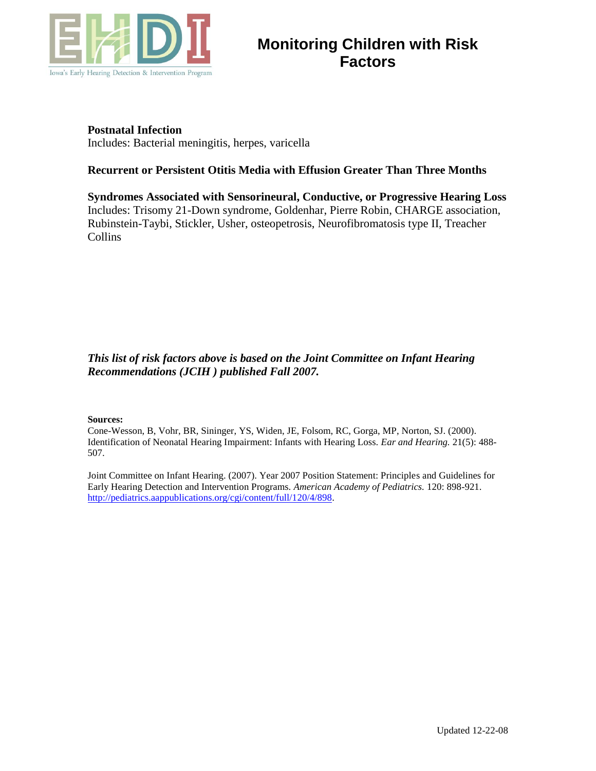# Monitoring Children with Risk Factors

**Postnatal Infection**
Includes: Bacterial meningitis, herpes, varicella

**Recurrent or Persistent Otitis Media with Effusion Greater Than Three Months**

**Syndromes Associated with Sensorineural, Conductive, or Progressive Hearing Loss**
Includes: Trisomy 21-Down syndrome, Goldenhar, Pierre Robin, CHARGE association, Rubinstein-Taybi, Stickler, Usher, osteopetrosis, Neurofibromatosis type II, Treacher Collins

***This list of risk factors above is based on the Joint Committee on Infant Hearing Recommendations (JCIH ) published Fall 2007.***

**Sources:**
Cone-Wesson, B, Vohr, BR, Sininger, YS, Widen, JE, Folsom, RC, Gorga, MP, Norton, SJ. (2000). Identification of Neonatal Hearing Impairment: Infants with Hearing Loss. *Ear and Hearing.* 21(5): 488-507.

Joint Committee on Infant Hearing. (2007). Year 2007 Position Statement: Principles and Guidelines for Early Hearing Detection and Intervention Programs. *American Academy of Pediatrics.* 120: 898-921. http://pediatrics.aappublications.org/cgi/content/full/120/4/898.

Updated 12-22-08